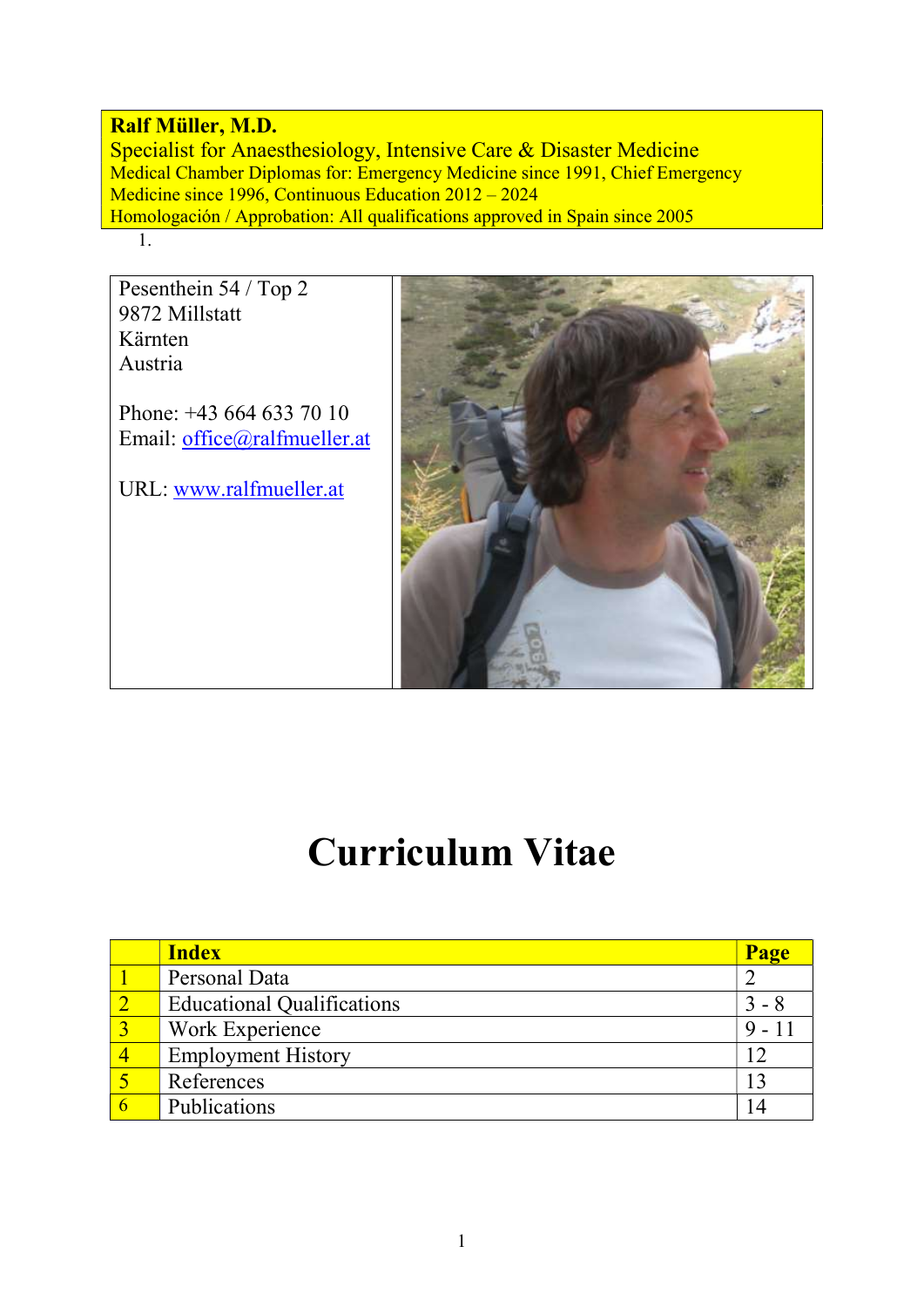**Ralf Müller, M.D.**
Specialist for Anaesthesiology, Intensive Care & Disaster Medicine
Medical Chamber Diplomas for: Emergency Medicine since 1991, Chief Emergency Medicine since 1996, Continuous Education 2012 – 2024
Homologación / Approbation: All qualifications approved in Spain since 2005

1.

Pesenthein 54 / Top 2
9872 Millstatt
Kärnten
Austria

Phone: +43 664 633 70 10
Email: office@ralfmueller.at

URL: www.ralfmueller.at

# Curriculum Vitae

| | Index | Page |
|---|---|---|
| 1 | Personal Data | 2 |
| 2 | Educational Qualifications | 3 - 8 |
| 3 | Work Experience | 9 - 11 |
| 4 | Employment History | 12 |
| 5 | References | 13 |
| 6 | Publications | 14 |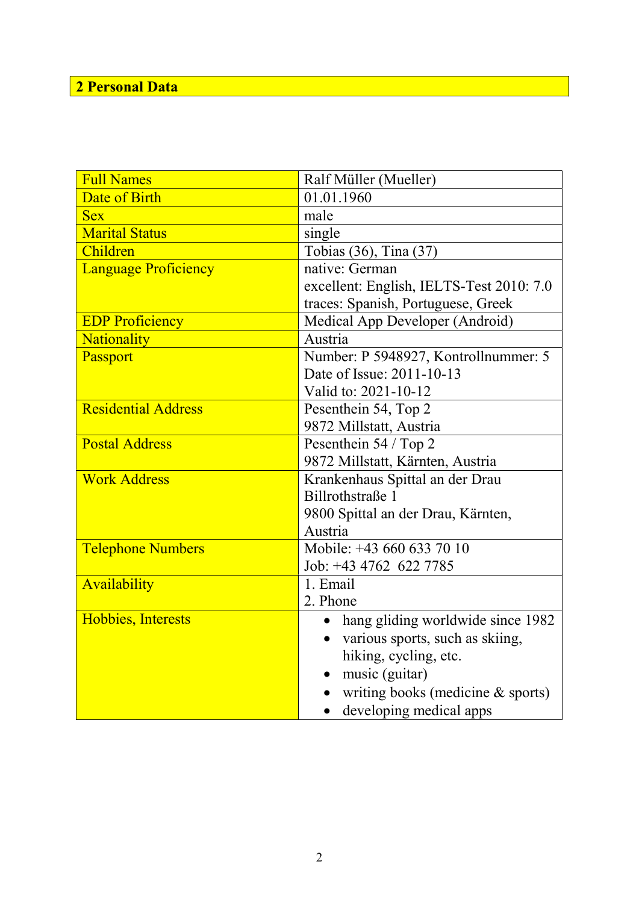## 2 Personal Data

| | |
|---|---|
| Full Names | Ralf Müller (Mueller) |
| Date of Birth | 01.01.1960 |
| Sex | male |
| Marital Status | single |
| Children | Tobias (36), Tina (37) |
| Language Proficiency | native: German<br>excellent: English, IELTS-Test 2010: 7.0<br>traces: Spanish, Portuguese, Greek |
| EDP Proficiency | Medical App Developer (Android) |
| Nationality | Austria |
| Passport | Number: P 5948927, Kontrollnummer: 5<br>Date of Issue: 2011-10-13<br>Valid to: 2021-10-12 |
| Residential Address | Pesenthein 54, Top 2<br>9872 Millstatt, Austria |
| Postal Address | Pesenthein 54 / Top 2<br>9872 Millstatt, Kärnten, Austria |
| Work Address | Krankenhaus Spittal an der Drau<br>Billrothstraße 1<br>9800 Spittal an der Drau, Kärnten, Austria |
| Telephone Numbers | Mobile: +43 660 633 70 10<br>Job: +43 4762 622 7785 |
| Availability | 1. Email<br>2. Phone |
| Hobbies, Interests | • hang gliding worldwide since 1982<br>• various sports, such as skiing, hiking, cycling, etc.<br>• music (guitar)<br>• writing books (medicine & sports)<br>• developing medical apps |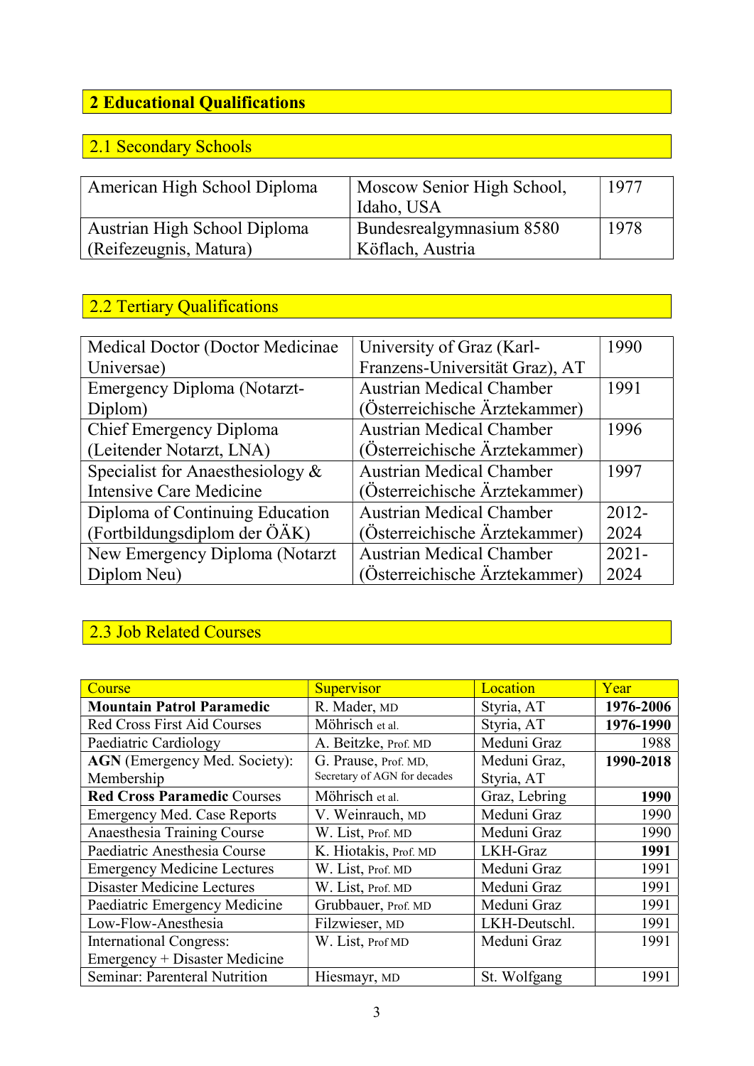# 2 Educational Qualifications

## 2.1 Secondary Schools

| | | |
|---|---|---|
| American High School Diploma | Moscow Senior High School, Idaho, USA | 1977 |
| Austrian High School Diploma (Reifezeugnis, Matura) | Bundesrealgymnasium 8580 Köflach, Austria | 1978 |

## 2.2 Tertiary Qualifications

| | | |
|---|---|---|
| Medical Doctor (Doctor Medicinae Universae) | University of Graz (Karl-Franzens-Universität Graz), AT | 1990 |
| Emergency Diploma (Notarzt-Diplom) | Austrian Medical Chamber (Österreichische Ärztekammer) | 1991 |
| Chief Emergency Diploma (Leitender Notarzt, LNA) | Austrian Medical Chamber (Österreichische Ärztekammer) | 1996 |
| Specialist for Anaesthesiology & Intensive Care Medicine | Austrian Medical Chamber (Österreichische Ärztekammer) | 1997 |
| Diploma of Continuing Education (Fortbildungsdiplom der ÖÄK) | Austrian Medical Chamber (Österreichische Ärztekammer) | 2012-2024 |
| New Emergency Diploma (Notarzt Diplom Neu) | Austrian Medical Chamber (Österreichische Ärztekammer) | 2021-2024 |

## 2.3 Job Related Courses

| Course | Supervisor | Location | Year |
|---|---|---|---|
| **Mountain Patrol Paramedic** | R. Mader, MD | Styria, AT | **1976-2006** |
| Red Cross First Aid Courses | Möhrisch et al. | Styria, AT | **1976-1990** |
| Paediatric Cardiology | A. Beitzke, Prof. MD | Meduni Graz | 1988 |
| **AGN** (Emergency Med. Society): Membership | G. Prause, Prof. MD, Secretary of AGN for decades | Meduni Graz, Styria, AT | **1990-2018** |
| **Red Cross Paramedic** Courses | Möhrisch et al. | Graz, Lebring | **1990** |
| Emergency Med. Case Reports | V. Weinrauch, MD | Meduni Graz | 1990 |
| Anaesthesia Training Course | W. List, Prof. MD | Meduni Graz | 1990 |
| Paediatric Anesthesia Course | K. Hiotakis, Prof. MD | LKH-Graz | **1991** |
| Emergency Medicine Lectures | W. List, Prof. MD | Meduni Graz | 1991 |
| Disaster Medicine Lectures | W. List, Prof. MD | Meduni Graz | 1991 |
| Paediatric Emergency Medicine | Grubbauer, Prof. MD | Meduni Graz | 1991 |
| Low-Flow-Anesthesia | Filzwieser, MD | LKH-Deutschl. | 1991 |
| International Congress: Emergency + Disaster Medicine | W. List, Prof MD | Meduni Graz | 1991 |
| Seminar: Parenteral Nutrition | Hiesmayr, MD | St. Wolfgang | 1991 |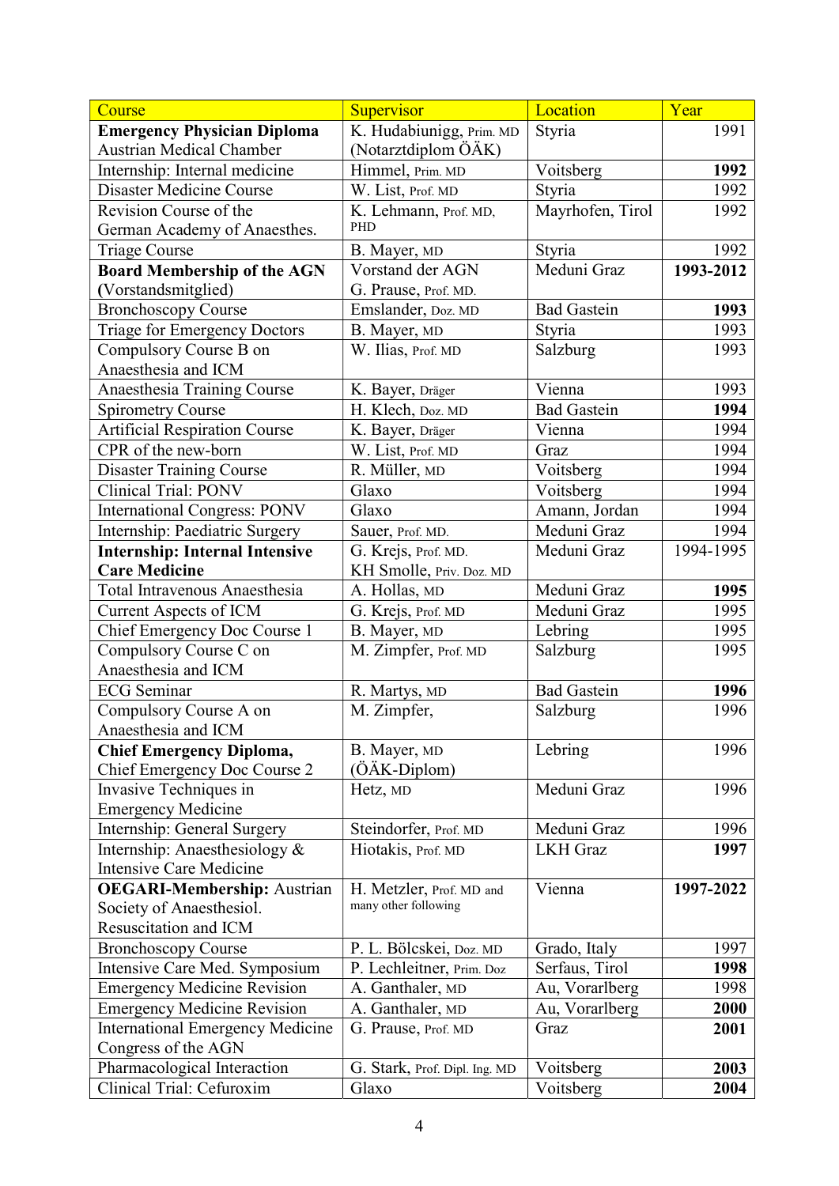| Course | Supervisor | Location | Year |
|---|---|---|---|
| **Emergency Physician Diploma** Austrian Medical Chamber | K. Hudabiunigg, Prim. MD (Notarztdiplom ÖÄK) | Styria | 1991 |
| Internship: Internal medicine | Himmel, Prim. MD | Voitsberg | **1992** |
| Disaster Medicine Course | W. List, Prof. MD | Styria | 1992 |
| Revision Course of the German Academy of Anaesthes. | K. Lehmann, Prof. MD, PHD | Mayrhofen, Tirol | 1992 |
| Triage Course | B. Mayer, MD | Styria | 1992 |
| **Board Membership of the AGN (**Vorstandsmitglied) | Vorstand der AGN G. Prause, Prof. MD. | Meduni Graz | **1993-2012** |
| Bronchoscopy Course | Emslander, Doz. MD | Bad Gastein | **1993** |
| Triage for Emergency Doctors | B. Mayer, MD | Styria | 1993 |
| Compulsory Course B on Anaesthesia and ICM | W. Ilias, Prof. MD | Salzburg | 1993 |
| Anaesthesia Training Course | K. Bayer, Dräger | Vienna | 1993 |
| Spirometry Course | H. Klech, Doz. MD | Bad Gastein | **1994** |
| Artificial Respiration Course | K. Bayer, Dräger | Vienna | 1994 |
| CPR of the new-born | W. List, Prof. MD | Graz | 1994 |
| Disaster Training Course | R. Müller, MD | Voitsberg | 1994 |
| Clinical Trial: PONV | Glaxo | Voitsberg | 1994 |
| International Congress: PONV | Glaxo | Amann, Jordan | 1994 |
| Internship: Paediatric Surgery | Sauer, Prof. MD. | Meduni Graz | 1994 |
| **Internship: Internal Intensive Care Medicine** | G. Krejs, Prof. MD. KH Smolle, Priv. Doz. MD | Meduni Graz | 1994-1995 |
| Total Intravenous Anaesthesia | A. Hollas, MD | Meduni Graz | **1995** |
| Current Aspects of ICM | G. Krejs, Prof. MD | Meduni Graz | 1995 |
| Chief Emergency Doc Course 1 | B. Mayer, MD | Lebring | 1995 |
| Compulsory Course C on Anaesthesia and ICM | M. Zimpfer, Prof. MD | Salzburg | 1995 |
| ECG Seminar | R. Martys, MD | Bad Gastein | **1996** |
| Compulsory Course A on Anaesthesia and ICM | M. Zimpfer, | Salzburg | 1996 |
| **Chief Emergency Diploma,** Chief Emergency Doc Course 2 | B. Mayer, MD (ÖÄK-Diplom) | Lebring | 1996 |
| Invasive Techniques in Emergency Medicine | Hetz, MD | Meduni Graz | 1996 |
| Internship: General Surgery | Steindorfer, Prof. MD | Meduni Graz | 1996 |
| Internship: Anaesthesiology & Intensive Care Medicine | Hiotakis, Prof. MD | LKH Graz | **1997** |
| **OEGARI-Membership:** Austrian Society of Anaesthesiol. Resuscitation and ICM | H. Metzler, Prof. MD and many other following | Vienna | **1997-2022** |
| Bronchoscopy Course | P. L. Bölcskei, Doz. MD | Grado, Italy | 1997 |
| Intensive Care Med. Symposium | P. Lechleitner, Prim. Doz | Serfaus, Tirol | **1998** |
| Emergency Medicine Revision | A. Ganthaler, MD | Au, Vorarlberg | 1998 |
| Emergency Medicine Revision | A. Ganthaler, MD | Au, Vorarlberg | **2000** |
| International Emergency Medicine Congress of the AGN | G. Prause, Prof. MD | Graz | **2001** |
| Pharmacological Interaction | G. Stark, Prof. Dipl. Ing. MD | Voitsberg | **2003** |
| Clinical Trial: Cefuroxim | Glaxo | Voitsberg | **2004** |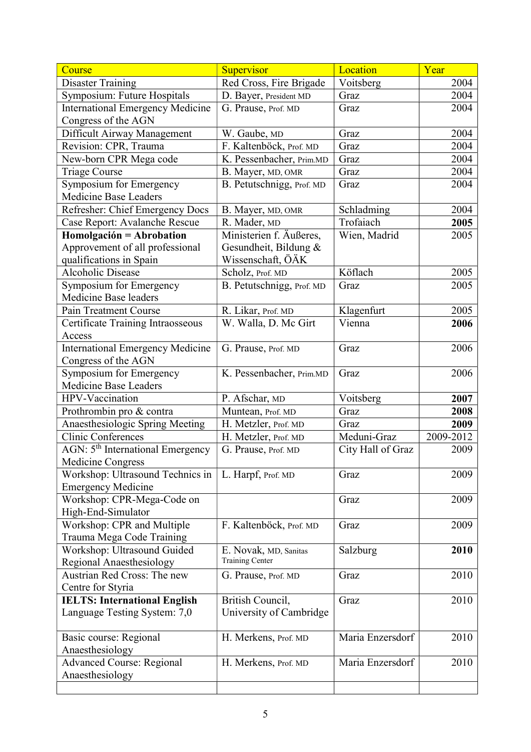| Course | Supervisor | Location | Year |
| --- | --- | --- | --- |
| Disaster Training | Red Cross, Fire Brigade | Voitsberg | 2004 |
| Symposium: Future Hospitals | D. Bayer, President MD | Graz | 2004 |
| International Emergency Medicine Congress of the AGN | G. Prause, Prof. MD | Graz | 2004 |
| Difficult Airway Management | W. Gaube, MD | Graz | 2004 |
| Revision: CPR, Trauma | F. Kaltenböck, Prof. MD | Graz | 2004 |
| New-born CPR Mega code | K. Pessenbacher, Prim.MD | Graz | 2004 |
| Triage Course | B. Mayer, MD, OMR | Graz | 2004 |
| Symposium for Emergency Medicine Base Leaders | B. Petutschnigg, Prof. MD | Graz | 2004 |
| Refresher: Chief Emergency Docs | B. Mayer, MD, OMR | Schladming | 2004 |
| Case Report: Avalanche Rescue | R. Mader, MD | Trofaiach | **2005** |
| **Homolgación = Abrobation** Approvement of all professional qualifications in Spain | Ministerien f. Äußeres, Gesundheit, Bildung & Wissenschaft, ÖÄK | Wien, Madrid | 2005 |
| Alcoholic Disease | Scholz, Prof. MD | Köflach | 2005 |
| Symposium for Emergency Medicine Base leaders | B. Petutschnigg, Prof. MD | Graz | 2005 |
| Pain Treatment Course | R. Likar, Prof. MD | Klagenfurt | 2005 |
| Certificate Training Intraosseous Access | W. Walla, D. Mc Girt | Vienna | **2006** |
| International Emergency Medicine Congress of the AGN | G. Prause, Prof. MD | Graz | 2006 |
| Symposium for Emergency Medicine Base Leaders | K. Pessenbacher, Prim.MD | Graz | 2006 |
| HPV-Vaccination | P. Afschar, MD | Voitsberg | **2007** |
| Prothrombin pro & contra | Muntean, Prof. MD | Graz | **2008** |
| Anaesthesiologic Spring Meeting | H. Metzler, Prof. MD | Graz | **2009** |
| Clinic Conferences | H. Metzler, Prof. MD | Meduni-Graz | 2009-2012 |
| AGN: 5th International Emergency Medicine Congress | G. Prause, Prof. MD | City Hall of Graz | 2009 |
| Workshop: Ultrasound Technics in Emergency Medicine | L. Harpf, Prof. MD | Graz | 2009 |
| Workshop: CPR-Mega-Code on High-End-Simulator | | Graz | 2009 |
| Workshop: CPR and Multiple Trauma Mega Code Training | F. Kaltenböck, Prof. MD | Graz | 2009 |
| Workshop: Ultrasound Guided Regional Anaesthesiology | E. Novak, MD, Sanitas Training Center | Salzburg | **2010** |
| Austrian Red Cross: The new Centre for Styria | G. Prause, Prof. MD | Graz | 2010 |
| **IELTS: International English** Language Testing System: 7,0 | British Council, University of Cambridge | Graz | 2010 |
| Basic course: Regional Anaesthesiology | H. Merkens, Prof. MD | Maria Enzersdorf | 2010 |
| Advanced Course: Regional Anaesthesiology | H. Merkens, Prof. MD | Maria Enzersdorf | 2010 |
| | | | |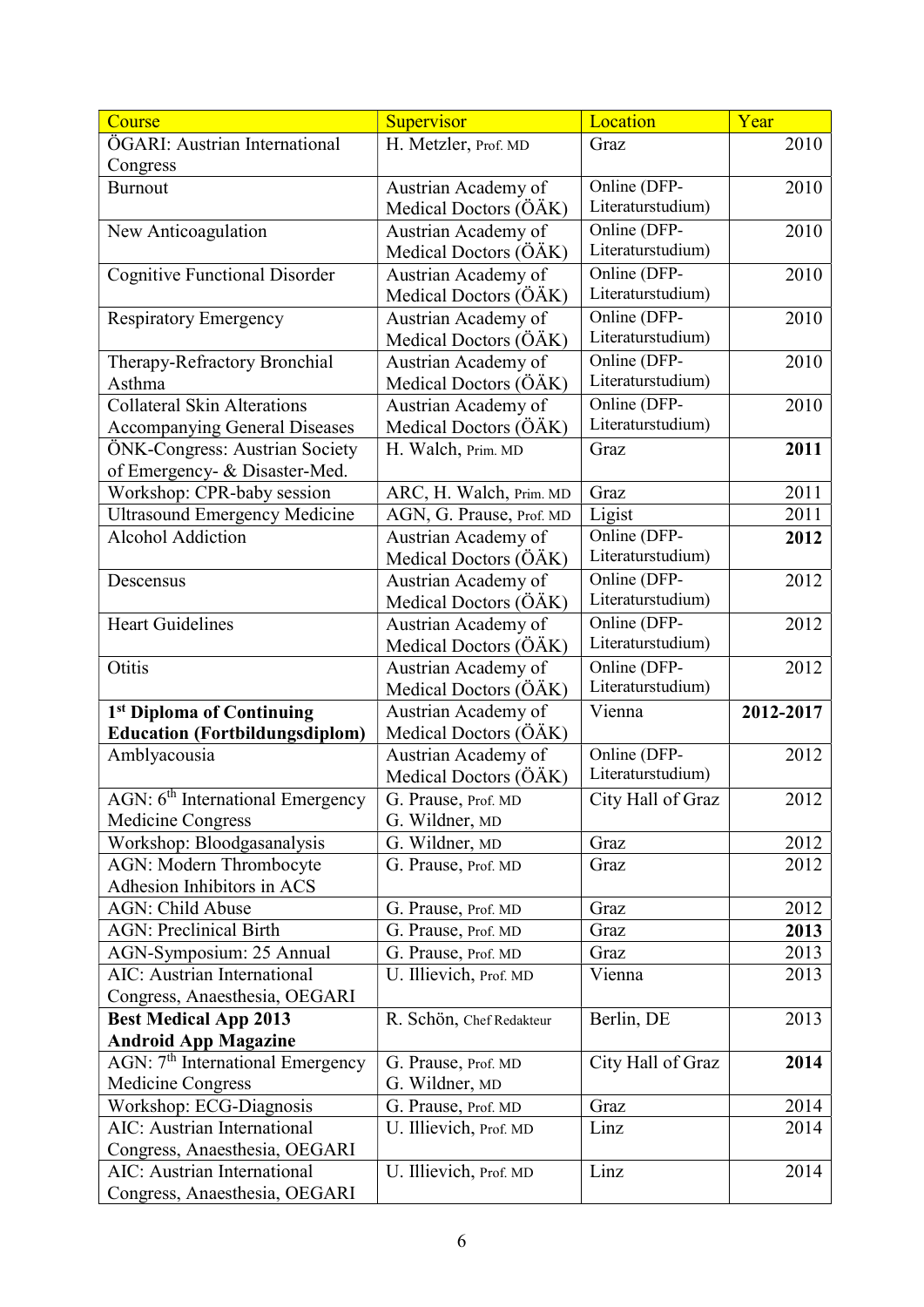| Course | Supervisor | Location | Year |
|---|---|---|---|
| ÖGARI: Austrian International Congress | H. Metzler, Prof. MD | Graz | 2010 |
| Burnout | Austrian Academy of Medical Doctors (ÖÄK) | Online (DFP-Literaturstudium) | 2010 |
| New Anticoagulation | Austrian Academy of Medical Doctors (ÖÄK) | Online (DFP-Literaturstudium) | 2010 |
| Cognitive Functional Disorder | Austrian Academy of Medical Doctors (ÖÄK) | Online (DFP-Literaturstudium) | 2010 |
| Respiratory Emergency | Austrian Academy of Medical Doctors (ÖÄK) | Online (DFP-Literaturstudium) | 2010 |
| Therapy-Refractory Bronchial Asthma | Austrian Academy of Medical Doctors (ÖÄK) | Online (DFP-Literaturstudium) | 2010 |
| Collateral Skin Alterations Accompanying General Diseases | Austrian Academy of Medical Doctors (ÖÄK) | Online (DFP-Literaturstudium) | 2010 |
| ÖNK-Congress: Austrian Society of Emergency- & Disaster-Med. | H. Walch, Prim. MD | Graz | **2011** |
| Workshop: CPR-baby session | ARC, H. Walch, Prim. MD | Graz | 2011 |
| Ultrasound Emergency Medicine | AGN, G. Prause, Prof. MD | Ligist | 2011 |
| Alcohol Addiction | Austrian Academy of Medical Doctors (ÖÄK) | Online (DFP-Literaturstudium) | **2012** |
| Descensus | Austrian Academy of Medical Doctors (ÖÄK) | Online (DFP-Literaturstudium) | 2012 |
| Heart Guidelines | Austrian Academy of Medical Doctors (ÖÄK) | Online (DFP-Literaturstudium) | 2012 |
| Otitis | Austrian Academy of Medical Doctors (ÖÄK) | Online (DFP-Literaturstudium) | 2012 |
| **1st Diploma of Continuing Education (Fortbildungsdiplom)** | Austrian Academy of Medical Doctors (ÖÄK) | Vienna | **2012-2017** |
| Amblyacousia | Austrian Academy of Medical Doctors (ÖÄK) | Online (DFP-Literaturstudium) | 2012 |
| AGN: 6th International Emergency Medicine Congress | G. Prause, Prof. MD<br>G. Wildner, MD | City Hall of Graz | 2012 |
| Workshop: Bloodgasanalysis | G. Wildner, MD | Graz | 2012 |
| AGN: Modern Thrombocyte Adhesion Inhibitors in ACS | G. Prause, Prof. MD | Graz | 2012 |
| AGN: Child Abuse | G. Prause, Prof. MD | Graz | 2012 |
| AGN: Preclinical Birth | G. Prause, Prof. MD | Graz | **2013** |
| AGN-Symposium: 25 Annual | G. Prause, Prof. MD | Graz | 2013 |
| AIC: Austrian International Congress, Anaesthesia, OEGARI | U. Illievich, Prof. MD | Vienna | 2013 |
| **Best Medical App 2013 Android App Magazine** | R. Schön, Chef Redakteur | Berlin, DE | 2013 |
| AGN: 7th International Emergency Medicine Congress | G. Prause, Prof. MD<br>G. Wildner, MD | City Hall of Graz | **2014** |
| Workshop: ECG-Diagnosis | G. Prause, Prof. MD | Graz | 2014 |
| AIC: Austrian International Congress, Anaesthesia, OEGARI | U. Illievich, Prof. MD | Linz | 2014 |
| AIC: Austrian International Congress, Anaesthesia, OEGARI | U. Illievich, Prof. MD | Linz | 2014 |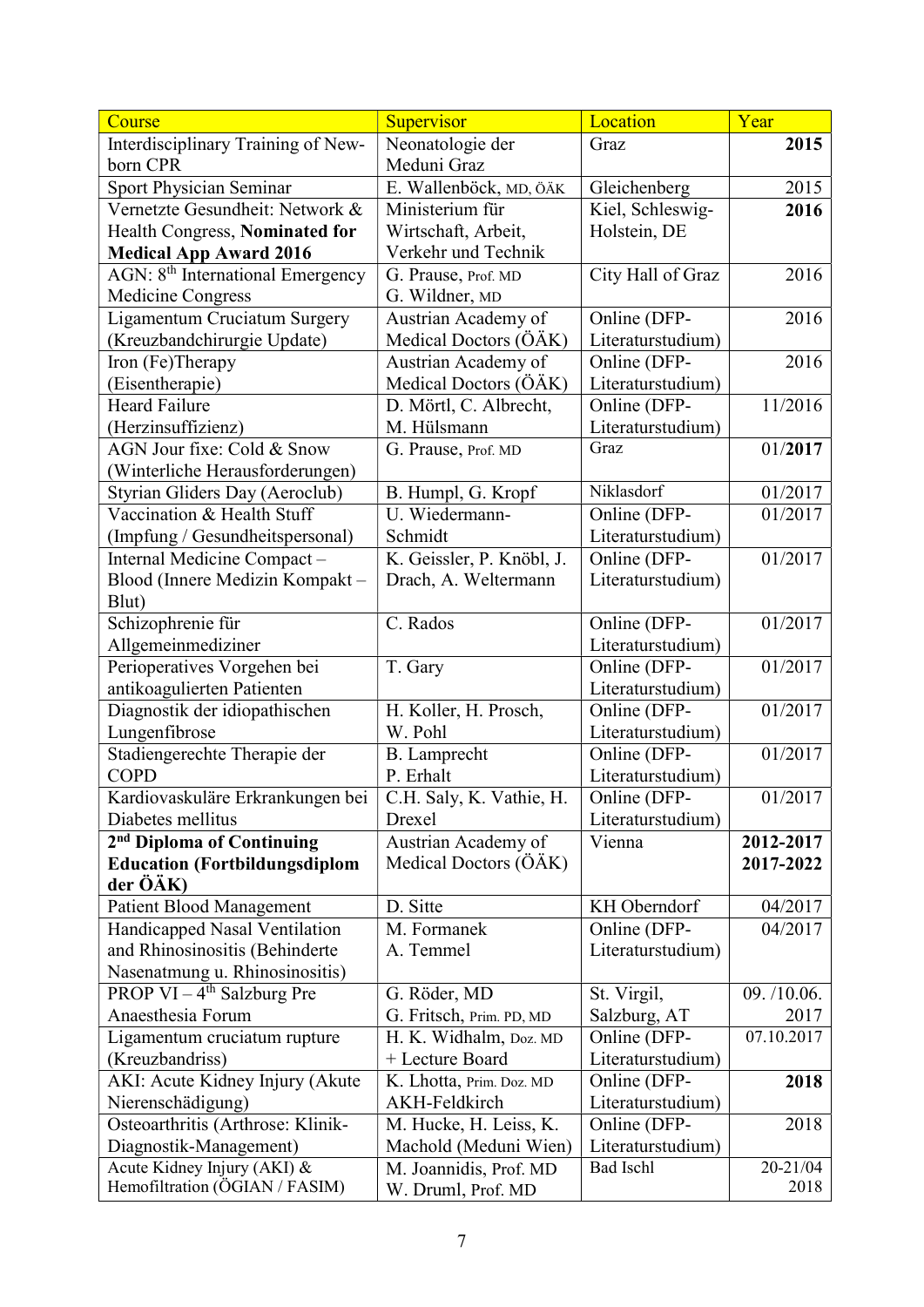| Course | Supervisor | Location | Year |
| --- | --- | --- | --- |
| Interdisciplinary Training of New-born CPR | Neonatologie der Meduni Graz | Graz | **2015** |
| Sport Physician Seminar | E. Wallenböck, MD, ÖÄK | Gleichenberg | 2015 |
| Vernetzte Gesundheit: Network & Health Congress, **Nominated for Medical App Award 2016** | Ministerium für Wirtschaft, Arbeit, Verkehr und Technik | Kiel, Schleswig-Holstein, DE | **2016** |
| AGN: 8th International Emergency Medicine Congress | G. Prause, Prof. MD G. Wildner, MD | City Hall of Graz | 2016 |
| Ligamentum Cruciatum Surgery (Kreuzbandchirurgie Update) | Austrian Academy of Medical Doctors (ÖÄK) | Online (DFP-Literaturstudium) | 2016 |
| Iron (Fe)Therapy (Eisentherapie) | Austrian Academy of Medical Doctors (ÖÄK) | Online (DFP-Literaturstudium) | 2016 |
| Heard Failure (Herzinsuffizienz) | D. Mörtl, C. Albrecht, M. Hülsmann | Online (DFP-Literaturstudium) | 11/2016 |
| AGN Jour fixe: Cold & Snow (Winterliche Herausforderungen) | G. Prause, Prof. MD | Graz | 01/**2017** |
| Styrian Gliders Day (Aeroclub) | B. Humpl, G. Kropf | Niklasdorf | 01/2017 |
| Vaccination & Health Stuff (Impfung / Gesundheitspersonal) | U. Wiedermann-Schmidt | Online (DFP-Literaturstudium) | 01/2017 |
| Internal Medicine Compact – Blood (Innere Medizin Kompakt – Blut) | K. Geissler, P. Knöbl, J. Drach, A. Weltermann | Online (DFP-Literaturstudium) | 01/2017 |
| Schizophrenie für Allgemeinmediziner | C. Rados | Online (DFP-Literaturstudium) | 01/2017 |
| Perioperatives Vorgehen bei antikoagulierten Patienten | T. Gary | Online (DFP-Literaturstudium) | 01/2017 |
| Diagnostik der idiopathischen Lungenfibrose | H. Koller, H. Prosch, W. Pohl | Online (DFP-Literaturstudium) | 01/2017 |
| Stadiengerechte Therapie der COPD | B. Lamprecht P. Erhalt | Online (DFP-Literaturstudium) | 01/2017 |
| Kardiovaskuläre Erkrankungen bei Diabetes mellitus | C.H. Saly, K. Vathie, H. Drexel | Online (DFP-Literaturstudium) | 01/2017 |
| **2nd Diploma of Continuing Education (Fortbildungsdiplom der ÖÄK)** | Austrian Academy of Medical Doctors (ÖÄK) | Vienna | **2012-2017 2017-2022** |
| Patient Blood Management | D. Sitte | KH Oberndorf | 04/2017 |
| Handicapped Nasal Ventilation and Rhinosinositis (Behinderte Nasenatmung u. Rhinosinositis) | M. Formanek A. Temmel | Online (DFP-Literaturstudium) | 04/2017 |
| PROP VI – 4th Salzburg Pre Anaesthesia Forum | G. Röder, MD G. Fritsch, Prim. PD, MD | St. Virgil, Salzburg, AT | 09. /10.06. 2017 |
| Ligamentum cruciatum rupture (Kreuzbandriss) | H. K. Widhalm, Doz. MD + Lecture Board | Online (DFP-Literaturstudium) | 07.10.2017 |
| AKI: Acute Kidney Injury (Akute Nierenschädigung) | K. Lhotta, Prim. Doz. MD AKH-Feldkirch | Online (DFP-Literaturstudium) | **2018** |
| Osteoarthritis (Arthrose: Klinik-Diagnostik-Management) | M. Hucke, H. Leiss, K. Machold (Meduni Wien) | Online (DFP-Literaturstudium) | 2018 |
| Acute Kidney Injury (AKI) & Hemofiltration (ÖGIAN / FASIM) | M. Joannidis, Prof. MD W. Druml, Prof. MD | Bad Ischl | 20-21/04 2018 |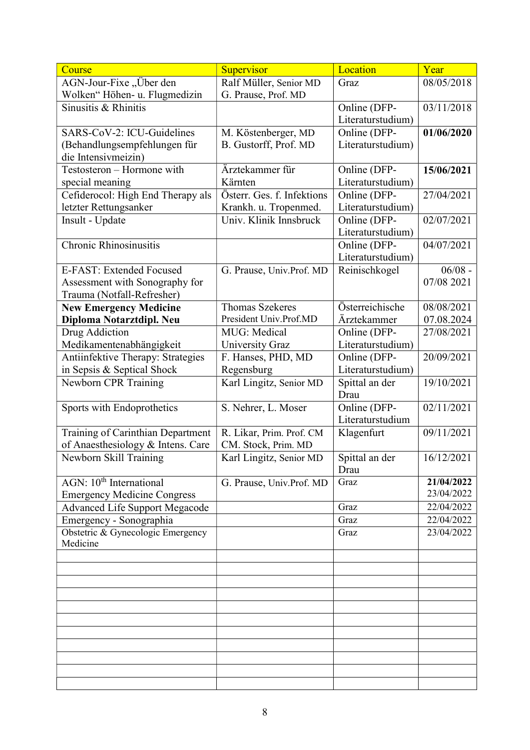| Course | Supervisor | Location | Year |
|---|---|---|---|
| AGN-Jour-Fixe „Über den Wolken" Höhen- u. Flugmedizin | Ralf Müller, Senior MD G. Prause, Prof. MD | Graz | 08/05/2018 |
| Sinusitis & Rhinitis | | Online (DFP-Literaturstudium) | 03/11/2018 |
| SARS-CoV-2: ICU-Guidelines (Behandlungsempfehlungen für die Intensivmeizin) | M. Köstenberger, MD B. Gustorff, Prof. MD | Online (DFP-Literaturstudium) | **01/06/2020** |
| Testosteron – Hormone with special meaning | Ärztekammer für Kärnten | Online (DFP-Literaturstudium) | **15/06/2021** |
| Cefiderocol: High End Therapy als letzter Rettungsanker | Österr. Ges. f. Infektions Krankh. u. Tropenmed. | Online (DFP-Literaturstudium) | 27/04/2021 |
| Insult - Update | Univ. Klinik Innsbruck | Online (DFP-Literaturstudium) | 02/07/2021 |
| Chronic Rhinosinusitis | | Online (DFP-Literaturstudium) | 04/07/2021 |
| E-FAST: Extended Focused Assessment with Sonography for Trauma (Notfall-Refresher) | G. Prause, Univ.Prof. MD | Reinischkogel | 06/08 - 07/08 2021 |
| **New Emergency Medicine Diploma Notarztdipl. Neu** | Thomas Szekeres President Univ.Prof.MD | Österreichische Ärztekammer | 08/08/2021 07.08.2024 |
| Drug Addiction Medikamentenabhängigkeit | MUG: Medical University Graz | Online (DFP-Literaturstudium) | 27/08/2021 |
| Antiinfektive Therapy: Strategies in Sepsis & Septical Shock | F. Hanses, PHD, MD Regensburg | Online (DFP-Literaturstudium) | 20/09/2021 |
| Newborn CPR Training | Karl Lingitz, Senior MD | Spittal an der Drau | 19/10/2021 |
| Sports with Endoprothetics | S. Nehrer, L. Moser | Online (DFP-Literaturstudium | 02/11/2021 |
| Training of Carinthian Department of Anaesthesiology & Intens. Care | R. Likar, Prim. Prof. CM CM. Stock, Prim. MD | Klagenfurt | 09/11/2021 |
| Newborn Skill Training | Karl Lingitz, Senior MD | Spittal an der Drau | 16/12/2021 |
| AGN: 10th International Emergency Medicine Congress | G. Prause, Univ.Prof. MD | Graz | **21/04/2022** 23/04/2022 |
| Advanced Life Support Megacode | | Graz | 22/04/2022 |
| Emergency - Sonographia | | Graz | 22/04/2022 |
| Obstetric & Gynecologic Emergency Medicine | | Graz | 23/04/2022 |
| | | | |
| | | | |
| | | | |
| | | | |
| | | | |
| | | | |
| | | | |
| | | | |
| | | | |
| | | | |
| | | | |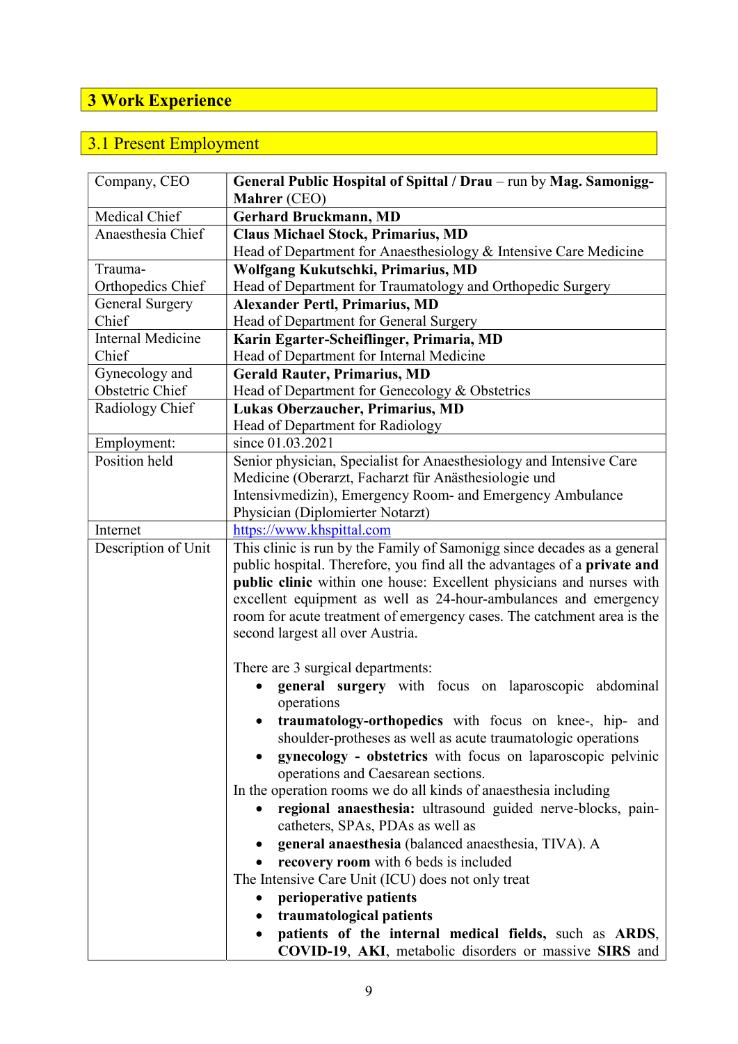# 3 Work Experience

## 3.1 Present Employment

| | |
|---|---|
| Company, CEO | **General Public Hospital of Spittal / Drau** – run by **Mag. Samonigg-Mahrer** (CEO) |
| Medical Chief | **Gerhard Bruckmann, MD** |
| Anaesthesia Chief | **Claus Michael Stock, Primarius, MD**<br>Head of Department for Anaesthesiology & Intensive Care Medicine |
| Trauma-Orthopedics Chief | **Wolfgang Kukutschki, Primarius, MD**<br>Head of Department for Traumatology and Orthopedic Surgery |
| General Surgery Chief | **Alexander Pertl, Primarius, MD**<br>Head of Department for General Surgery |
| Internal Medicine Chief | **Karin Egarter-Scheiflinger, Primaria, MD**<br>Head of Department for Internal Medicine |
| Gynecology and Obstetric Chief | **Gerald Rauter, Primarius, MD**<br>Head of Department for Genecology & Obstetrics |
| Radiology Chief | **Lukas Oberzaucher, Primarius, MD**<br>Head of Department for Radiology |
| Employment: | since 01.03.2021 |
| Position held | Senior physician, Specialist for Anaesthesiology and Intensive Care Medicine (Oberarzt, Facharzt für Anästhesiologie und Intensivmedizin), Emergency Room- and Emergency Ambulance Physician (Diplomierter Notarzt) |
| Internet | https://www.khspittal.com |
| Description of Unit | This clinic is run by the Family of Samonigg since decades as a general public hospital. Therefore, you find all the advantages of a **private and public clinic** within one house: Excellent physicians and nurses with excellent equipment as well as 24-hour-ambulances and emergency room for acute treatment of emergency cases. The catchment area is the second largest all over Austria.<br><br>There are 3 surgical departments:<br>• **general surgery** with focus on laparoscopic abdominal operations<br>• **traumatology-orthopedics** with focus on knee-, hip- and shoulder-protheses as well as acute traumatologic operations<br>• **gynecology - obstetrics** with focus on laparoscopic pelvinic operations and Caesarean sections.<br>In the operation rooms we do all kinds of anaesthesia including<br>• **regional anaesthesia:** ultrasound guided nerve-blocks, pain-catheters, SPAs, PDAs as well as<br>• **general anaesthesia** (balanced anaesthesia, TIVA). A<br>• **recovery room** with 6 beds is included<br>The Intensive Care Unit (ICU) does not only treat<br>• **perioperative patients**<br>• **traumatological patients**<br>• **patients of the internal medical fields,** such as **ARDS**, **COVID-19**, **AKI**, metabolic disorders or massive **SIRS** and |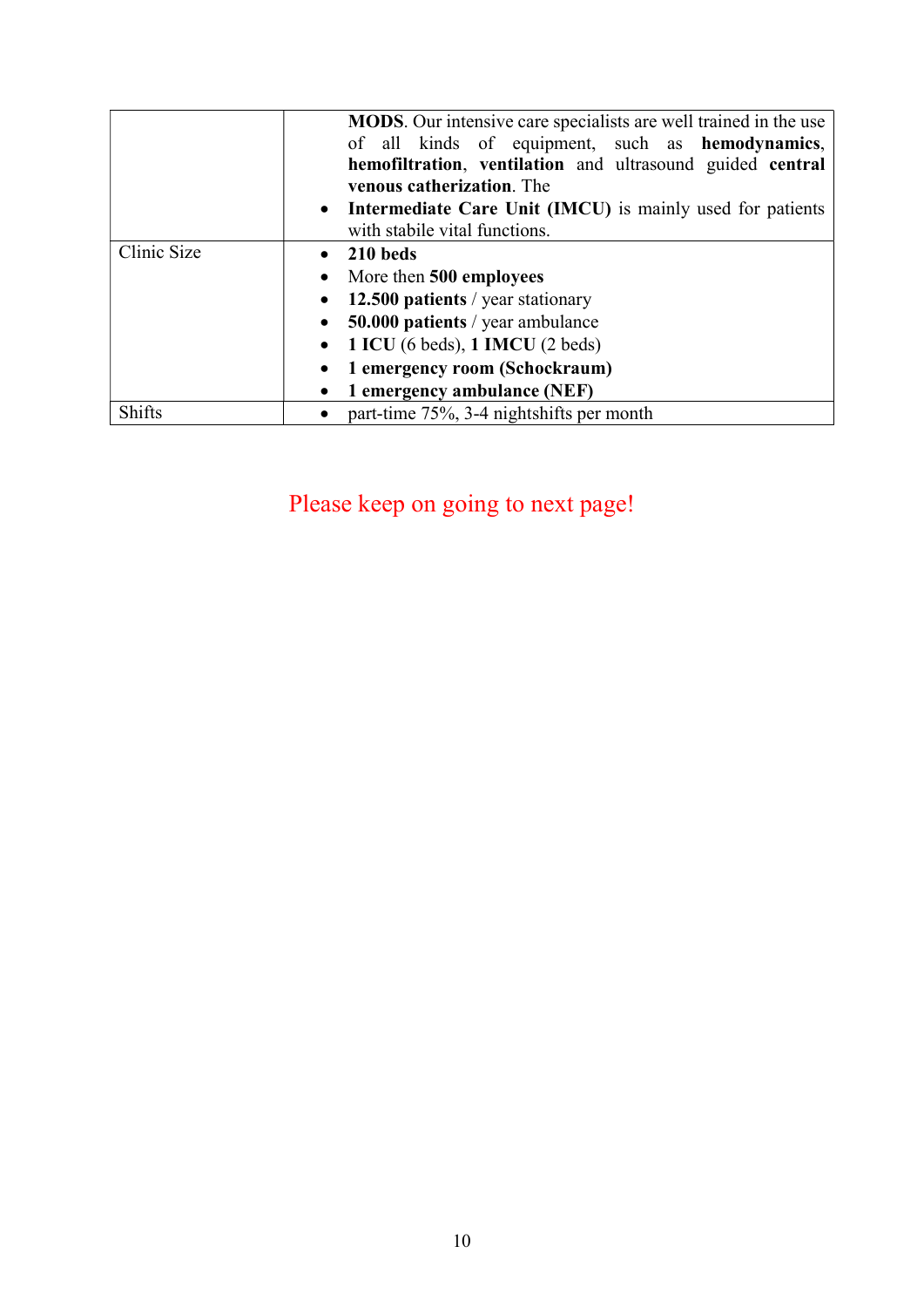| | |
|---|---|
| | **MODS**. Our intensive care specialists are well trained in the use of all kinds of equipment, such as **hemodynamics**, **hemofiltration**, **ventilation** and ultrasound guided **central venous catherization**. The<br>• **Intermediate Care Unit (IMCU)** is mainly used for patients with stabile vital functions. |
| Clinic Size | • **210 beds**<br>• More then **500 employees**<br>• **12.500 patients** / year stationary<br>• **50.000 patients** / year ambulance<br>• **1 ICU** (6 beds), **1 IMCU** (2 beds)<br>• **1 emergency room (Schockraum)**<br>• **1 emergency ambulance (NEF)** |
| Shifts | • part-time 75%, 3-4 nightshifts per month |

Please keep on going to next page!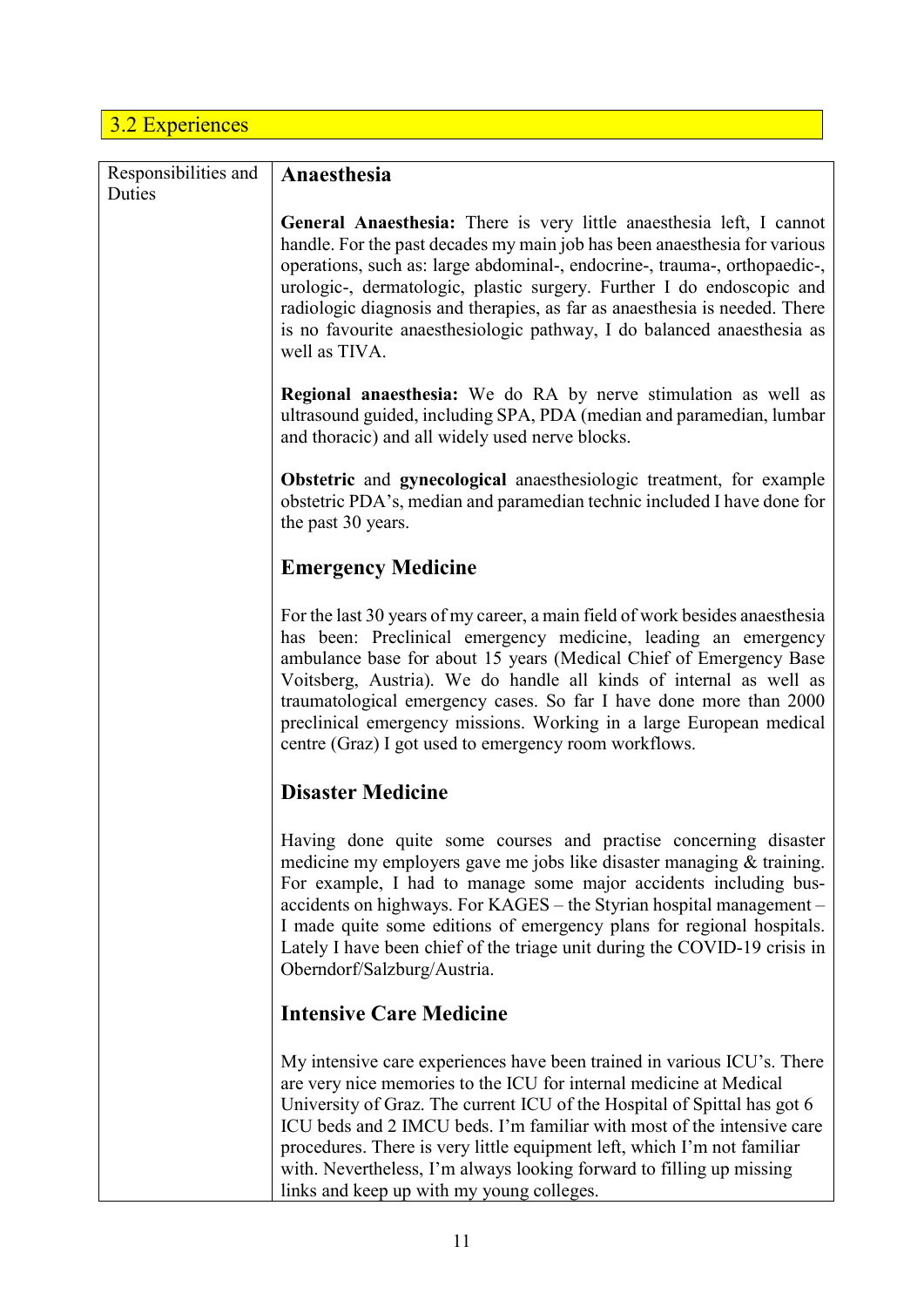## 3.2 Experiences

| Responsibilities and Duties | **Anaesthesia**<br><br>**General Anaesthesia:** There is very little anaesthesia left, I cannot handle. For the past decades my main job has been anaesthesia for various operations, such as: large abdominal-, endocrine-, trauma-, orthopaedic-, urologic-, dermatologic, plastic surgery. Further I do endoscopic and radiologic diagnosis and therapies, as far as anaesthesia is needed. There is no favourite anaesthesiologic pathway, I do balanced anaesthesia as well as TIVA.<br><br>**Regional anaesthesia:** We do RA by nerve stimulation as well as ultrasound guided, including SPA, PDA (median and paramedian, lumbar and thoracic) and all widely used nerve blocks.<br><br>**Obstetric** and **gynecological** anaesthesiologic treatment, for example obstetric PDA's, median and paramedian technic included I have done for the past 30 years.<br><br>**Emergency Medicine**<br><br>For the last 30 years of my career, a main field of work besides anaesthesia has been: Preclinical emergency medicine, leading an emergency ambulance base for about 15 years (Medical Chief of Emergency Base Voitsberg, Austria). We do handle all kinds of internal as well as traumatological emergency cases. So far I have done more than 2000 preclinical emergency missions. Working in a large European medical centre (Graz) I got used to emergency room workflows.<br><br>**Disaster Medicine**<br><br>Having done quite some courses and practise concerning disaster medicine my employers gave me jobs like disaster managing & training. For example, I had to manage some major accidents including bus-accidents on highways. For KAGES – the Styrian hospital management – I made quite some editions of emergency plans for regional hospitals. Lately I have been chief of the triage unit during the COVID-19 crisis in Oberndorf/Salzburg/Austria.<br><br>**Intensive Care Medicine**<br><br>My intensive care experiences have been trained in various ICU's. There are very nice memories to the ICU for internal medicine at Medical University of Graz. The current ICU of the Hospital of Spittal has got 6 ICU beds and 2 IMCU beds. I'm familiar with most of the intensive care procedures. There is very little equipment left, which I'm not familiar with. Nevertheless, I'm always looking forward to filling up missing links and keep up with my young colleges. |
|---|---|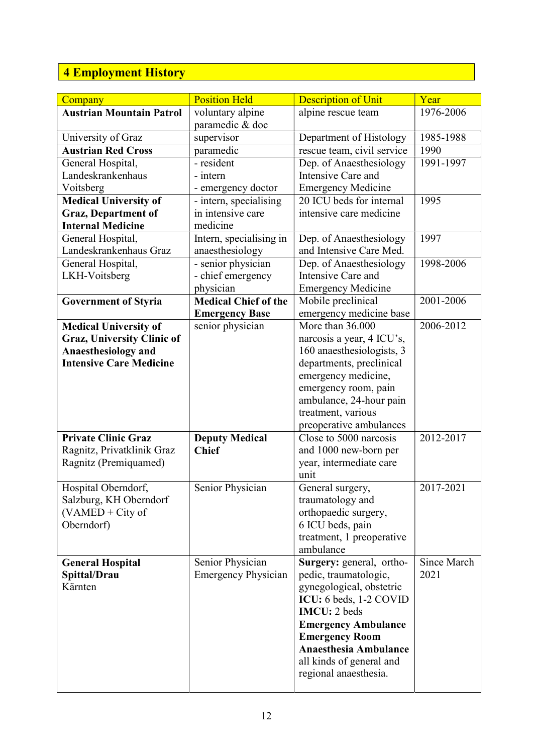## 4 Employment History

| Company | Position Held | Description of Unit | Year |
|---|---|---|---|
| **Austrian Mountain Patrol** | voluntary alpine paramedic & doc | alpine rescue team | 1976-2006 |
| University of Graz | supervisor | Department of Histology | 1985-1988 |
| **Austrian Red Cross** | paramedic | rescue team, civil service | 1990 |
| General Hospital, Landeskrankenhaus Voitsberg | - resident<br>- intern<br>- emergency doctor | Dep. of Anaesthesiology Intensive Care and Emergency Medicine | 1991-1997 |
| **Medical University of Graz, Department of Internal Medicine** | - intern, specialising in intensive care medicine | 20 ICU beds for internal intensive care medicine | 1995 |
| General Hospital, Landeskrankenhaus Graz | Intern, specialising in anaesthesiology | Dep. of Anaesthesiology and Intensive Care Med. | 1997 |
| General Hospital, LKH-Voitsberg | - senior physician<br>- chief emergency physician | Dep. of Anaesthesiology Intensive Care and Emergency Medicine | 1998-2006 |
| **Government of Styria** | **Medical Chief of the Emergency Base** | Mobile preclinical emergency medicine base | 2001-2006 |
| **Medical University of Graz, University Clinic of Anaesthesiology and Intensive Care Medicine** | senior physician | More than 36.000 narcosis a year, 4 ICU's, 160 anaesthesiologists, 3 departments, preclinical emergency medicine, emergency room, pain ambulance, 24-hour pain treatment, various preoperative ambulances | 2006-2012 |
| **Private Clinic Graz** Ragnitz, Privatklinik Graz Ragnitz (Premiquamed) | **Deputy Medical Chief** | Close to 5000 narcosis and 1000 new-born per year, intermediate care unit | 2012-2017 |
| Hospital Oberndorf, Salzburg, KH Oberndorf (VAMED + City of Oberndorf) | Senior Physician | General surgery, traumatology and orthopaedic surgery, 6 ICU beds, pain treatment, 1 preoperative ambulance | 2017-2021 |
| **General Hospital Spittal/Drau** Kärnten | Senior Physician<br>Emergency Physician | **Surgery:** general, orthopedic, traumatologic, gynegological, obstetric<br>**ICU:** 6 beds, 1-2 COVID<br>**IMCU:** 2 beds<br>**Emergency Ambulance**<br>**Emergency Room**<br>**Anaesthesia Ambulance**<br>all kinds of general and regional anaesthesia. | Since March 2021 |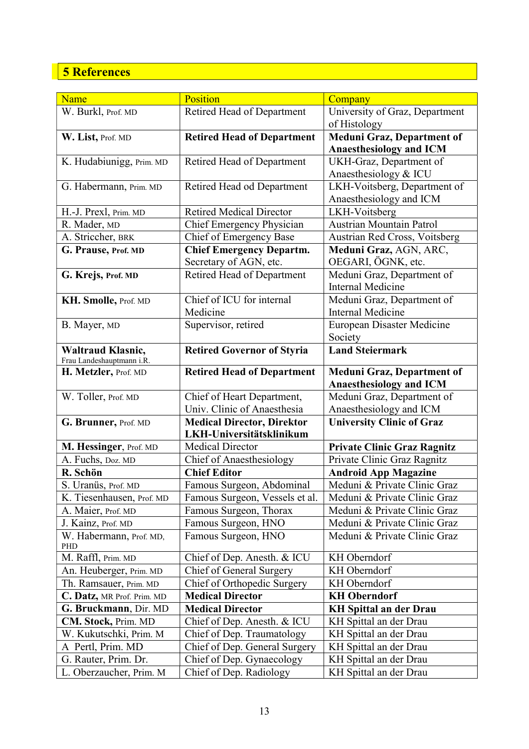## 5 References

| Name | Position | Company |
|---|---|---|
| W. Burkl, Prof. MD | Retired Head of Department | University of Graz, Department of Histology |
| **W. List,** Prof. MD | **Retired Head of Department** | **Meduni Graz, Department of Anaesthesiology and ICM** |
| K. Hudabiunigg, Prim. MD | Retired Head of Department | UKH-Graz, Department of Anaesthesiology & ICU |
| G. Habermann, Prim. MD | Retired Head od Department | LKH-Voitsberg, Department of Anaesthesiology and ICM |
| H.-J. Prexl, Prim. MD | Retired Medical Director | LKH-Voitsberg |
| R. Mader, MD | Chief Emergency Physician | Austrian Mountain Patrol |
| A. Striccher, BRK | Chief of Emergency Base | Austrian Red Cross, Voitsberg |
| **G. Prause, Prof. MD** | **Chief Emergency Departm.** Secretary of AGN, etc. | **Meduni Graz,** AGN, ARC, OEGARI, ÖGNK, etc. |
| **G. Krejs, Prof. MD** | Retired Head of Department | Meduni Graz, Department of Internal Medicine |
| **KH. Smolle,** Prof. MD | Chief of ICU for internal Medicine | Meduni Graz, Department of Internal Medicine |
| B. Mayer, MD | Supervisor, retired | European Disaster Medicine Society |
| **Waltraud Klasnic,** Frau Landeshauptmann i.R. | **Retired Governor of Styria** | **Land Steiermark** |
| **H. Metzler,** Prof. MD | **Retired Head of Department** | **Meduni Graz, Department of Anaesthesiology and ICM** |
| W. Toller, Prof. MD | Chief of Heart Department, Univ. Clinic of Anaesthesia | Meduni Graz, Department of Anaesthesiology and ICM |
| **G. Brunner,** Prof. MD | **Medical Director, Direktor LKH-Universitätsklinikum** | **University Clinic of Graz** |
| **M. Hessinger**, Prof. MD | Medical Director | **Private Clinic Graz Ragnitz** |
| A. Fuchs, Doz. MD | Chief of Anaesthesiology | Private Clinic Graz Ragnitz |
| **R. Schön** | **Chief Editor** | **Android App Magazine** |
| S. Uranüs, Prof. MD | Famous Surgeon, Abdominal | Meduni & Private Clinic Graz |
| K. Tiesenhausen, Prof. MD | Famous Surgeon, Vessels et al. | Meduni & Private Clinic Graz |
| A. Maier, Prof. MD | Famous Surgeon, Thorax | Meduni & Private Clinic Graz |
| J. Kainz, Prof. MD | Famous Surgeon, HNO | Meduni & Private Clinic Graz |
| W. Habermann, Prof. MD, PHD | Famous Surgeon, HNO | Meduni & Private Clinic Graz |
| M. Raffl, Prim. MD | Chief of Dep. Anesth. & ICU | KH Oberndorf |
| An. Heuberger, Prim. MD | Chief of General Surgery | KH Oberndorf |
| Th. Ramsauer, Prim. MD | Chief of Orthopedic Surgery | KH Oberndorf |
| **C. Datz,** MR Prof. Prim. MD | **Medical Director** | **KH Oberndorf** |
| **G. Bruckmann**, Dir. MD | **Medical Director** | **KH Spittal an der Drau** |
| **CM. Stock,** Prim. MD | Chief of Dep. Anesth. & ICU | KH Spittal an der Drau |
| W. Kukutschki, Prim. M | Chief of Dep. Traumatology | KH Spittal an der Drau |
| A Pertl, Prim. MD | Chief of Dep. General Surgery | KH Spittal an der Drau |
| G. Rauter, Prim. Dr. | Chief of Dep. Gynaecology | KH Spittal an der Drau |
| L. Oberzaucher, Prim. M | Chief of Dep. Radiology | KH Spittal an der Drau |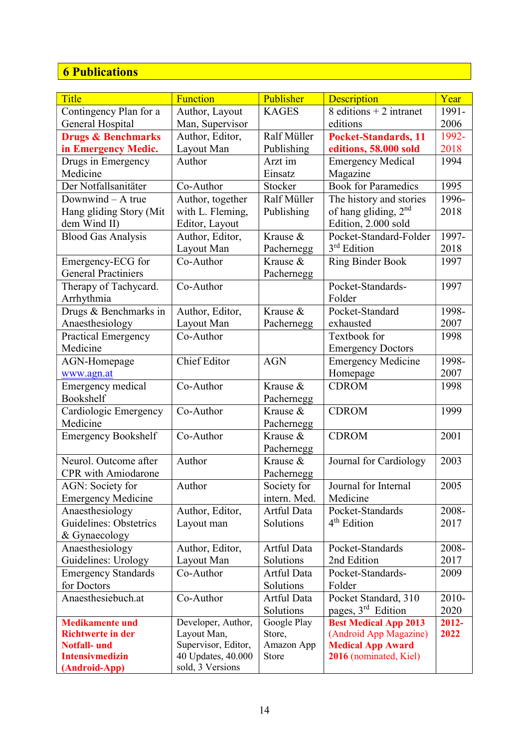## 6 Publications

| Title | Function | Publisher | Description | Year |
|---|---|---|---|---|
| Contingency Plan for a General Hospital | Author, Layout Man, Supervisor | KAGES | 8 editions + 2 intranet editions | 1991-2006 |
| **Drugs & Benchmarks in Emergency Medic.** | Author, Editor, Layout Man | Ralf Müller Publishing | **Pocket-Standards, 11 editions, 58.000 sold** | 1992-2018 |
| Drugs in Emergency Medicine | Author | Arzt im Einsatz | Emergency Medical Magazine | 1994 |
| Der Notfallsanitäter | Co-Author | Stocker | Book for Paramedics | 1995 |
| Downwind – A true Hang gliding Story (Mit dem Wind II) | Author, together with L. Fleming, Editor, Layout | Ralf Müller Publishing | The history and stories of hang gliding, 2nd Edition, 2.000 sold | 1996-2018 |
| Blood Gas Analysis | Author, Editor, Layout Man | Krause & Pachernegg | Pocket-Standard-Folder 3rd Edition | 1997-2018 |
| Emergency-ECG for General Practiniers | Co-Author | Krause & Pachernegg | Ring Binder Book | 1997 |
| Therapy of Tachycard. Arrhythmia | Co-Author | | Pocket-Standards-Folder | 1997 |
| Drugs & Benchmarks in Anaesthesiology | Author, Editor, Layout Man | Krause & Pachernegg | Pocket-Standard exhausted | 1998-2007 |
| Practical Emergency Medicine | Co-Author | | Textbook for Emergency Doctors | 1998 |
| AGN-Homepage www.agn.at | Chief Editor | AGN | Emergency Medicine Homepage | 1998-2007 |
| Emergency medical Bookshelf | Co-Author | Krause & Pachernegg | CDROM | 1998 |
| Cardiologic Emergency Medicine | Co-Author | Krause & Pachernegg | CDROM | 1999 |
| Emergency Bookshelf | Co-Author | Krause & Pachernegg | CDROM | 2001 |
| Neurol. Outcome after CPR with Amiodarone | Author | Krause & Pachernegg | Journal for Cardiology | 2003 |
| AGN: Society for Emergency Medicine | Author | Society for intern. Med. | Journal for Internal Medicine | 2005 |
| Anaesthesiology Guidelines: Obstetrics & Gynaecology | Author, Editor, Layout man | Artful Data Solutions | Pocket-Standards 4th Edition | 2008-2017 |
| Anaesthesiology Guidelines: Urology | Author, Editor, Layout Man | Artful Data Solutions | Pocket-Standards 2nd Edition | 2008-2017 |
| Emergency Standards for Doctors | Co-Author | Artful Data Solutions | Pocket-Standards-Folder | 2009 |
| Anaesthesiebuch.at | Co-Author | Artful Data Solutions | Pocket Standard, 310 pages, 3rd Edition | 2010-2020 |
| **Medikamente und Richtwerte in der Notfall- und Intensivmedizin (Android-App)** | Developer, Author, Layout Man, Supervisor, Editor, 40 Updates, 40.000 sold, 3 Versions | Google Play Store, Amazon App Store | **Best Medical App 2013** (Android App Magazine) **Medical App Award 2016** (nominated, Kiel) | **2012-2022** |